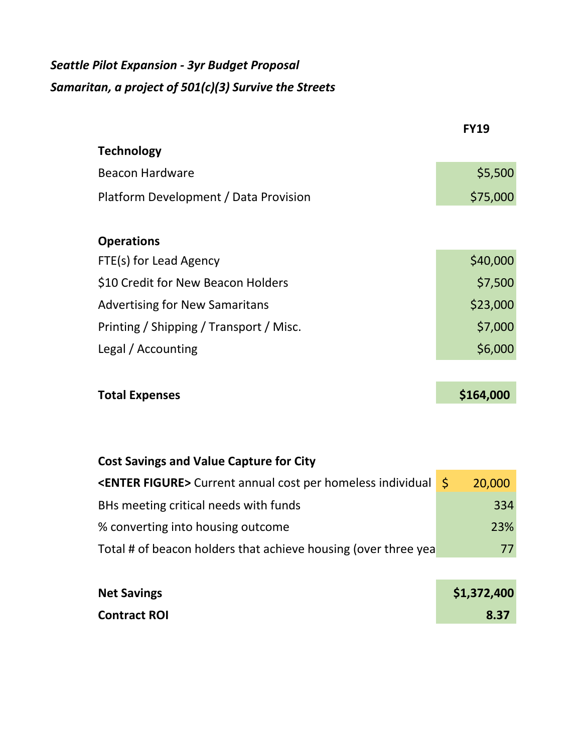*Seattle Pilot Expansion - 3yr Budget Proposal*

*Samaritan, a project of 501(c)(3) Survive the Streets*

| | FY19 |
|---|---|
| **Technology** | |
| Beacon Hardware | $5,500 |
| Platform Development / Data Provision | $75,000 |
| | |
| **Operations** | |
| FTE(s) for Lead Agency | $40,000 |
| $10 Credit for New Beacon Holders | $7,500 |
| Advertising for New Samaritans | $23,000 |
| Printing / Shipping / Transport / Misc. | $7,000 |
| Legal / Accounting | $6,000 |
| | |
| **Total Expenses** | **$164,000** |

| **Cost Savings and Value Capture for City** | |
|---|---|
| **<ENTER FIGURE>** Current annual cost per homeless individual | $ 20,000 |
| BHs meeting critical needs with funds | 334 |
| % converting into housing outcome | 23% |
| Total # of beacon holders that achieve housing (over three yea | 77 |
| | |
| **Net Savings** | **$1,372,400** |
| **Contract ROI** | **8.37** |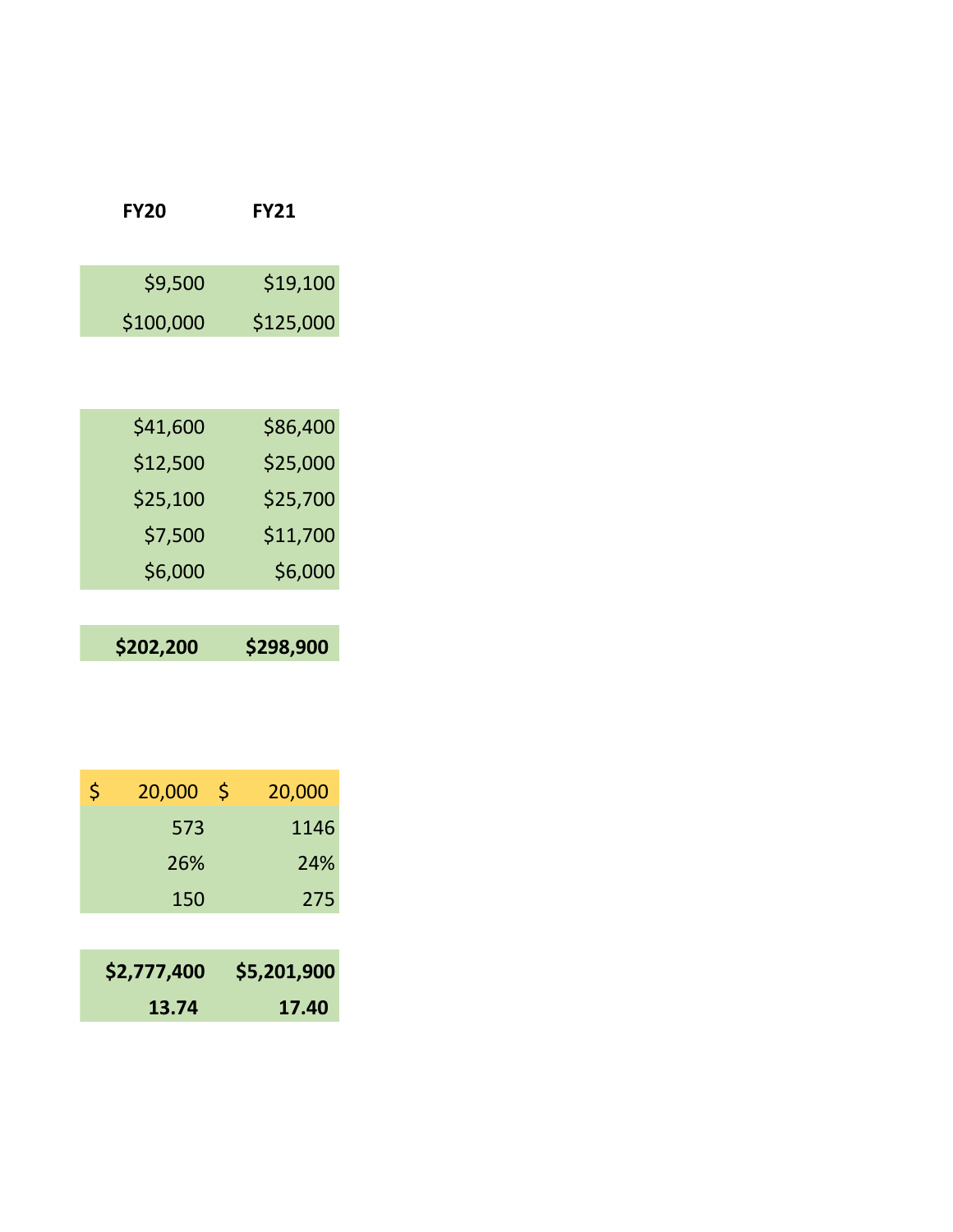| FY20 | FY21 |
| --- | --- |
| $9,500 | $19,100 |
| $100,000 | $125,000 |
| | |
| $41,600 | $86,400 |
| $12,500 | $25,000 |
| $25,100 | $25,700 |
| $7,500 | $11,700 |
| $6,000 | $6,000 |
| | |
| **$202,200** | **$298,900** |
| | |
| $ 20,000 | $ 20,000 |
| 573 | 1146 |
| 26% | 24% |
| 150 | 275 |
| | |
| **$2,777,400** | **$5,201,900** |
| **13.74** | **17.40** |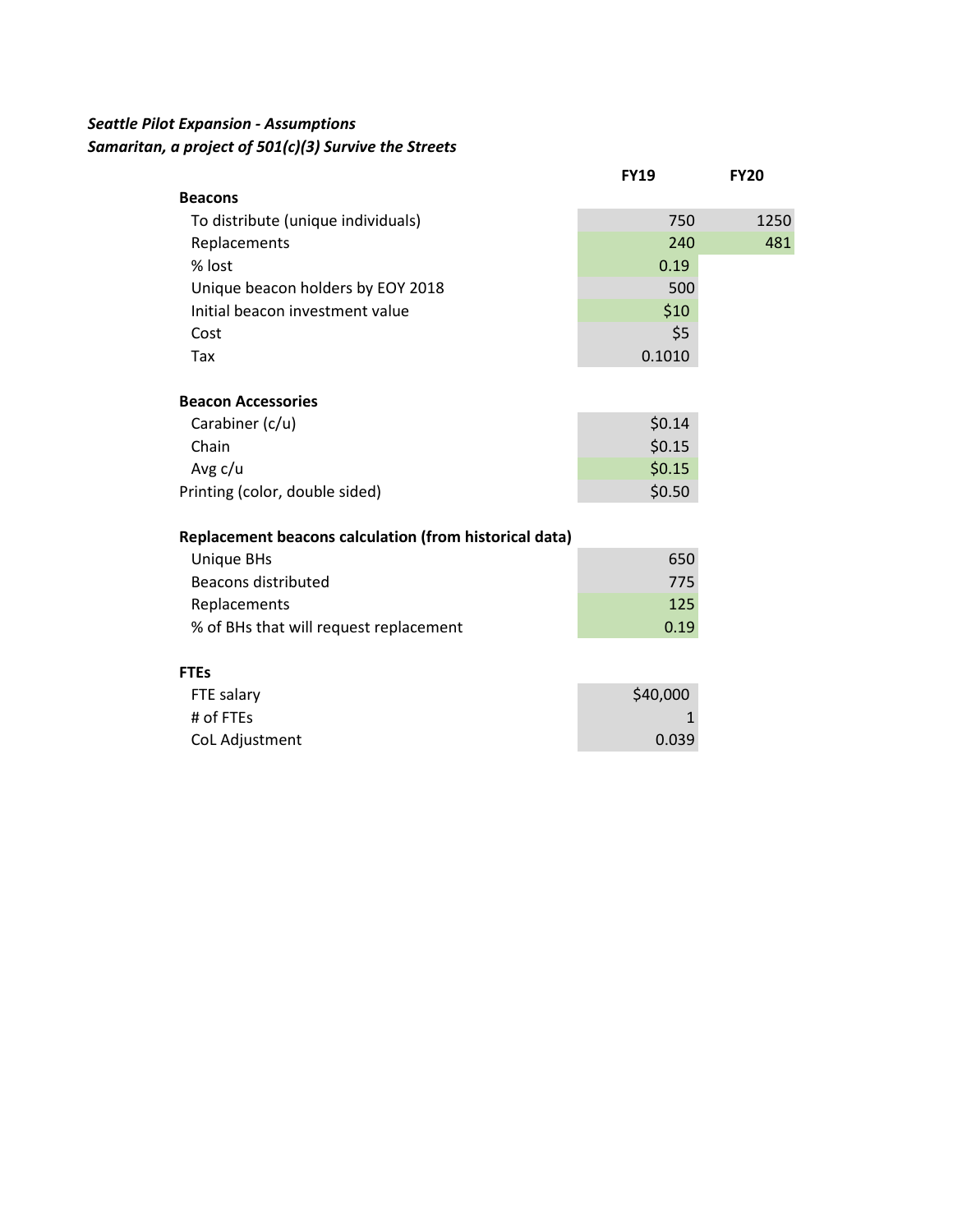*Seattle Pilot Expansion - Assumptions*
***Samaritan, a project of 501(c)(3) Survive the Streets***

| | FY19 | FY20 |
|---|---|---|
| **Beacons** | | |
| To distribute (unique individuals) | 750 | 1250 |
| Replacements | 240 | 481 |
| % lost | 0.19 | |
| Unique beacon holders by EOY 2018 | 500 | |
| Initial beacon investment value | $10 | |
| Cost | $5 | |
| Tax | 0.1010 | |
| | | |
| **Beacon Accessories** | | |
| Carabiner (c/u) | $0.14 | |
| Chain | $0.15 | |
| Avg c/u | $0.15 | |
| Printing (color, double sided) | $0.50 | |
| | | |
| **Replacement beacons calculation (from historical data)** | | |
| Unique BHs | 650 | |
| Beacons distributed | 775 | |
| Replacements | 125 | |
| % of BHs that will request replacement | 0.19 | |
| | | |
| **FTEs** | | |
| FTE salary | $40,000 | |
| # of FTEs | 1 | |
| CoL Adjustment | 0.039 | |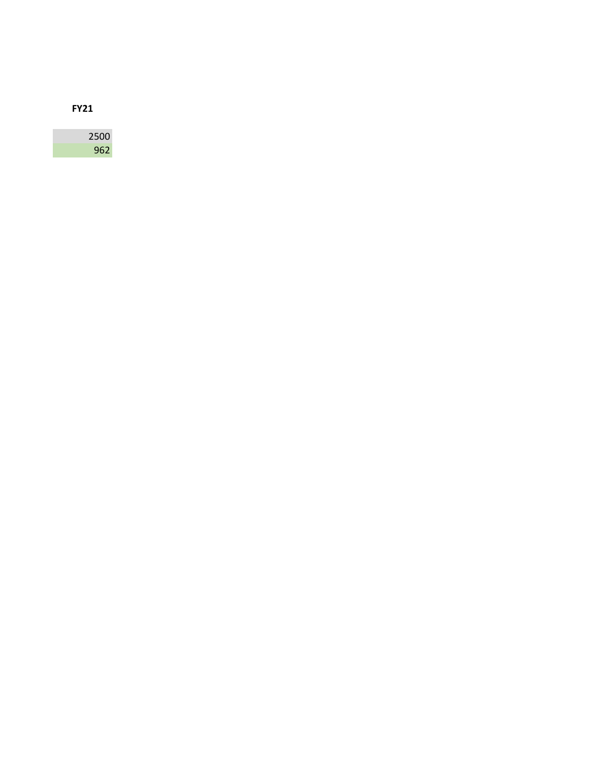| FY21 |
| --- |
| 2500 |
| 962 |